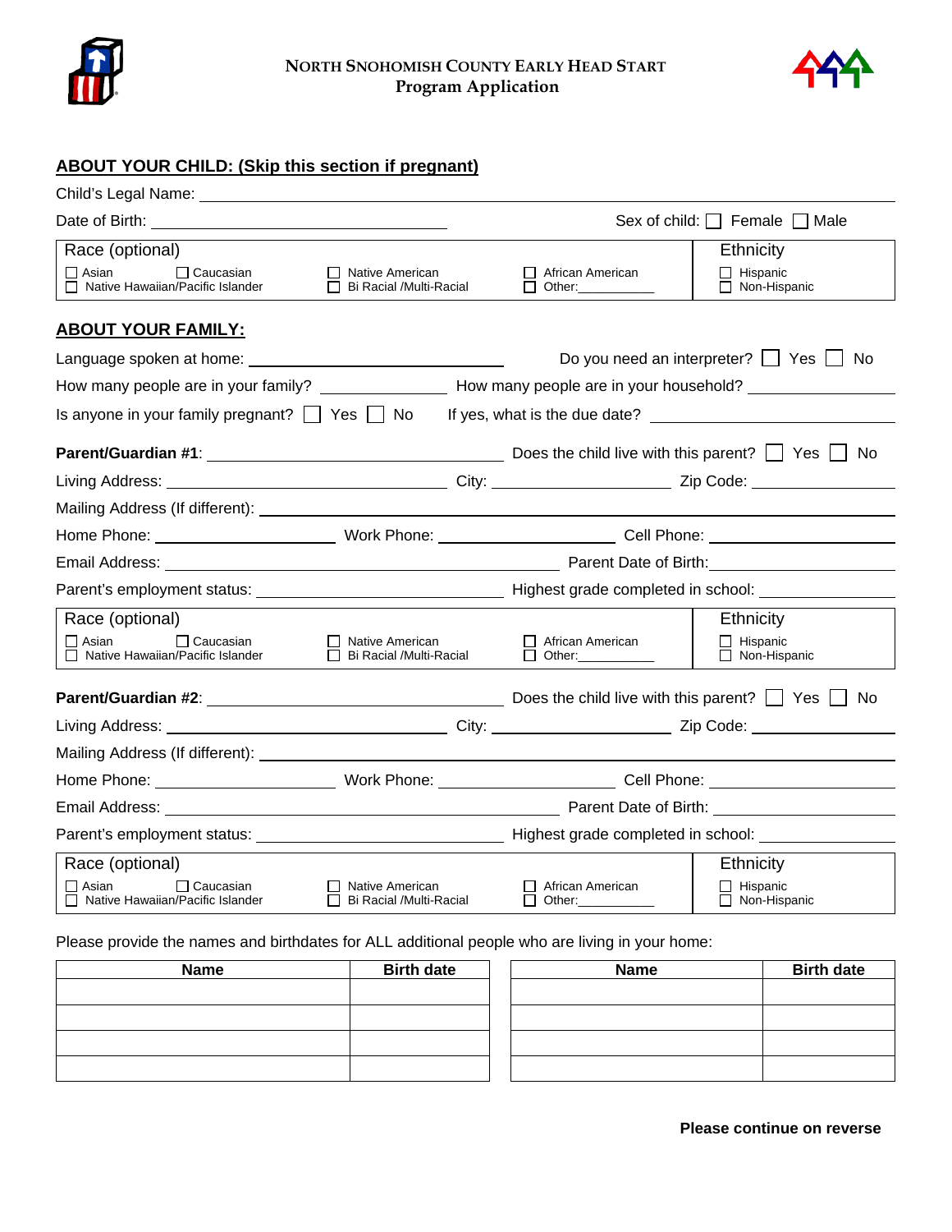# NORTH SNOHOMISH COUNTY EARLY HEAD START
## Program Application

### ABOUT YOUR CHILD: (Skip this section if pregnant)

Child's Legal Name: ______________________________

Date of Birth: ______________________ Sex of child: ☐ Female ☐ Male

| Race (optional) | Ethnicity |
|---|---|
| ☐ Asian ☐ Caucasian ☐ Native American ☐ African American ☐ Native Hawaiian/Pacific Islander ☐ Bi Racial /Multi-Racial ☐ Other:__________ | ☐ Hispanic ☐ Non-Hispanic |

### ABOUT YOUR FAMILY:

Language spoken at home: ______________________ Do you need an interpreter? ☐ Yes ☐ No

How many people are in your family? ____________ How many people are in your household? ____________

Is anyone in your family pregnant? ☐ Yes ☐ No If yes, what is the due date? ____________

**Parent/Guardian #1**: ______________________ Does the child live with this parent? ☐ Yes ☐ No

Living Address: ______________________ City: ______________ Zip Code: ____________

Mailing Address (If different): ______________________________

Home Phone: ______________ Work Phone: ______________ Cell Phone: ______________

Email Address: ______________________ Parent Date of Birth: ____________

Parent's employment status: ______________________ Highest grade completed in school: ____________

| Race (optional) | Ethnicity |
|---|---|
| ☐ Asian ☐ Caucasian ☐ Native American ☐ African American ☐ Native Hawaiian/Pacific Islander ☐ Bi Racial /Multi-Racial ☐ Other:__________ | ☐ Hispanic ☐ Non-Hispanic |

**Parent/Guardian #2**: ______________________ Does the child live with this parent? ☐ Yes ☐ No

Living Address: ______________________ City: ______________ Zip Code: ____________

Mailing Address (If different): ______________________________

Home Phone: ______________ Work Phone: ______________ Cell Phone: ______________

Email Address: ______________________ Parent Date of Birth: ____________

Parent's employment status: ______________________ Highest grade completed in school: ____________

| Race (optional) | Ethnicity |
|---|---|
| ☐ Asian ☐ Caucasian ☐ Native American ☐ African American ☐ Native Hawaiian/Pacific Islander ☐ Bi Racial /Multi-Racial ☐ Other:__________ | ☐ Hispanic ☐ Non-Hispanic |

Please provide the names and birthdates for ALL additional people who are living in your home:

| Name | Birth date | Name | Birth date |
|---|---|---|---|
| | | | |
| | | | |
| | | | |
| | | | |

**Please continue on reverse**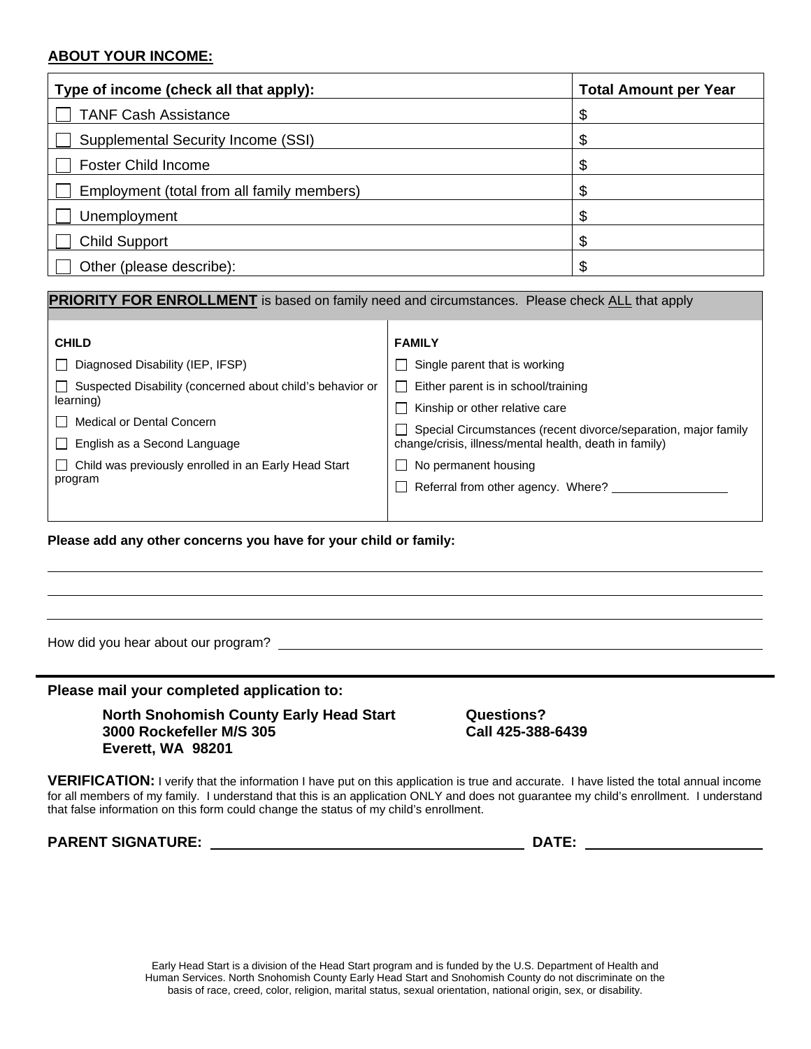## ABOUT YOUR INCOME:

| Type of income (check all that apply): | Total Amount per Year |
|---|---|
| ☐ TANF Cash Assistance | $ |
| ☐ Supplemental Security Income (SSI) | $ |
| ☐ Foster Child Income | $ |
| ☐ Employment (total from all family members) | $ |
| ☐ Unemployment | $ |
| ☐ Child Support | $ |
| ☐ Other (please describe): | $ |

**PRIORITY FOR ENROLLMENT** is based on family need and circumstances. Please check ALL that apply

| CHILD | FAMILY |
|---|---|
| ☐ Diagnosed Disability (IEP, IFSP) | ☐ Single parent that is working |
| ☐ Suspected Disability (concerned about child's behavior or learning) | ☐ Either parent is in school/training |
| ☐ Medical or Dental Concern | ☐ Kinship or other relative care |
| ☐ English as a Second Language | ☐ Special Circumstances (recent divorce/separation, major family change/crisis, illness/mental health, death in family) |
| ☐ Child was previously enrolled in an Early Head Start program | ☐ No permanent housing |
| | ☐ Referral from other agency. Where? ________________ |

**Please add any other concerns you have for your child or family:**

______________________________________________________________________

______________________________________________________________________

______________________________________________________________________

How did you hear about our program? ____________________________________________

**Please mail your completed application to:**

**North Snohomish County Early Head Start**
**3000 Rockefeller M/S 305**
**Everett, WA 98201**

**Questions?**
**Call 425-388-6439**

**VERIFICATION:** I verify that the information I have put on this application is true and accurate. I have listed the total annual income for all members of my family. I understand that this is an application ONLY and does not guarantee my child's enrollment. I understand that false information on this form could change the status of my child's enrollment.

**PARENT SIGNATURE:** ________________________________ **DATE:** ____________________

Early Head Start is a division of the Head Start program and is funded by the U.S. Department of Health and Human Services. North Snohomish County Early Head Start and Snohomish County do not discriminate on the basis of race, creed, color, religion, marital status, sexual orientation, national origin, sex, or disability.